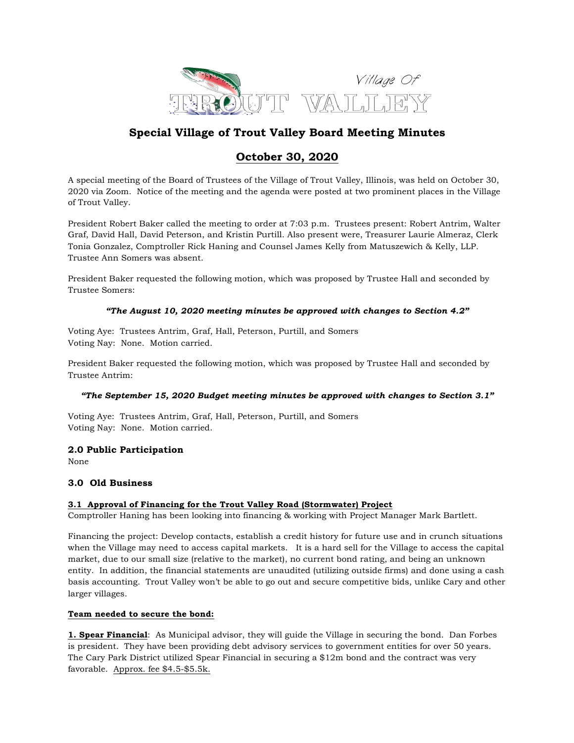# Special Village of Trout Valley Board Meeting Minutes

## October 30, 2020

A special meeting of the Board of Trustees of the Village of Trout Valley, Illinois, was held on October 30, 2020 via Zoom. Notice of the meeting and the agenda were posted at two prominent places in the Village of Trout Valley.

President Robert Baker called the meeting to order at 7:03 p.m. Trustees present: Robert Antrim, Walter Graf, David Hall, David Peterson, and Kristin Purtill. Also present were, Treasurer Laurie Almeraz, Clerk Tonia Gonzalez, Comptroller Rick Haning and Counsel James Kelly from Matuszewich & Kelly, LLP. Trustee Ann Somers was absent.

President Baker requested the following motion, which was proposed by Trustee Hall and seconded by Trustee Somers:

***"The August 10, 2020 meeting minutes be approved with changes to Section 4.2"***

Voting Aye: Trustees Antrim, Graf, Hall, Peterson, Purtill, and Somers
Voting Nay: None. Motion carried.

President Baker requested the following motion, which was proposed by Trustee Hall and seconded by Trustee Antrim:

***"The September 15, 2020 Budget meeting minutes be approved with changes to Section 3.1"***

Voting Aye: Trustees Antrim, Graf, Hall, Peterson, Purtill, and Somers
Voting Nay: None. Motion carried.

### 2.0 Public Participation

None

### 3.0 Old Business

**3.1 Approval of Financing for the Trout Valley Road (Stormwater) Project**

Comptroller Haning has been looking into financing & working with Project Manager Mark Bartlett.

Financing the project: Develop contacts, establish a credit history for future use and in crunch situations when the Village may need to access capital markets. It is a hard sell for the Village to access the capital market, due to our small size (relative to the market), no current bond rating, and being an unknown entity. In addition, the financial statements are unaudited (utilizing outside firms) and done using a cash basis accounting. Trout Valley won't be able to go out and secure competitive bids, unlike Cary and other larger villages.

**Team needed to secure the bond:**

**1. Spear Financial**: As Municipal advisor, they will guide the Village in securing the bond. Dan Forbes is president. They have been providing debt advisory services to government entities for over 50 years. The Cary Park District utilized Spear Financial in securing a $12m bond and the contract was very favorable. Approx. fee $4.5-$5.5k.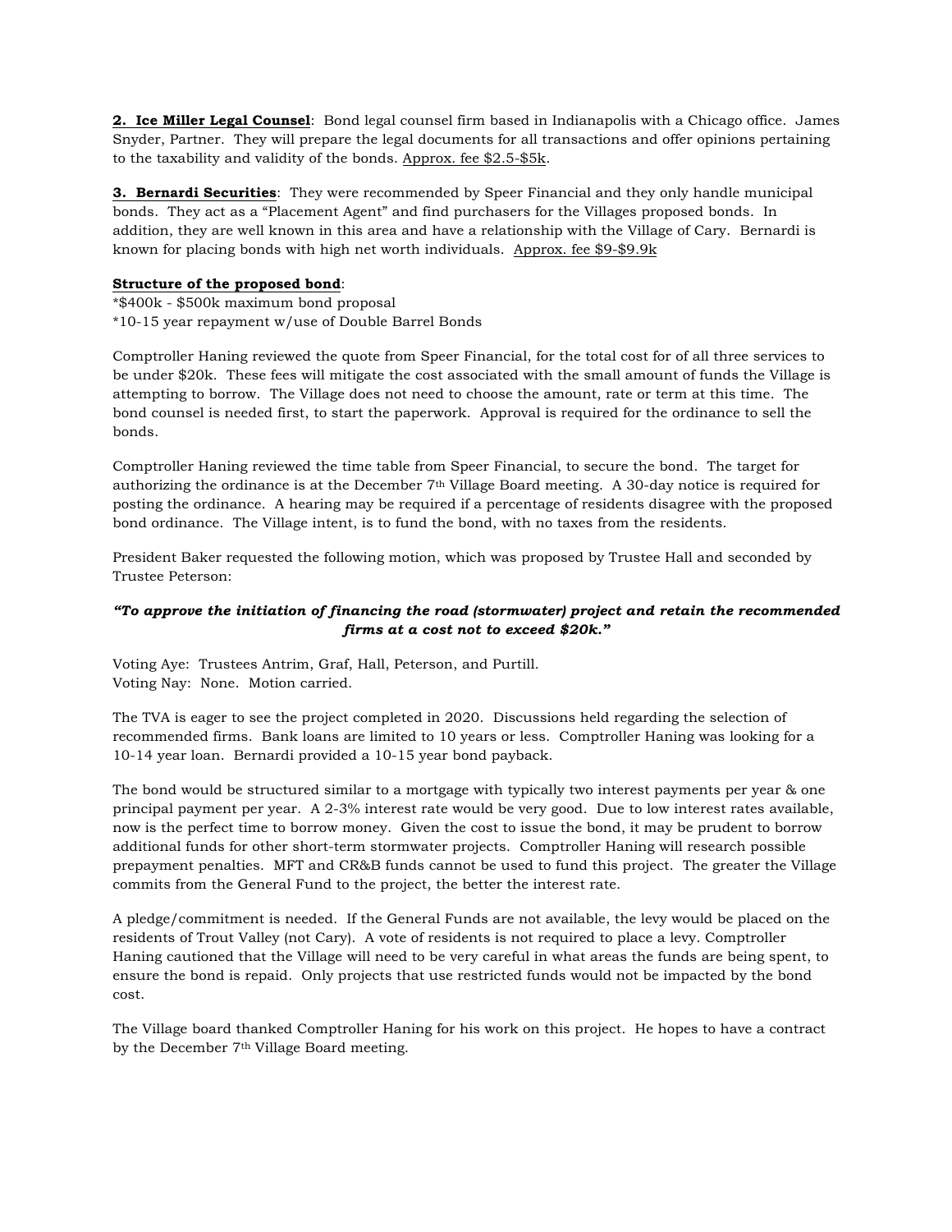**<u>2. Ice Miller Legal Counsel</u>**: Bond legal counsel firm based in Indianapolis with a Chicago office. James Snyder, Partner. They will prepare the legal documents for all transactions and offer opinions pertaining to the taxability and validity of the bonds. <u>Approx. fee $2.5-$5k</u>.

**<u>3. Bernardi Securities</u>**: They were recommended by Speer Financial and they only handle municipal bonds. They act as a "Placement Agent" and find purchasers for the Villages proposed bonds. In addition, they are well known in this area and have a relationship with the Village of Cary. Bernardi is known for placing bonds with high net worth individuals. <u>Approx. fee $9-$9.9k</u>

**<u>Structure of the proposed bond</u>**:
*$400k - $500k maximum bond proposal
*10-15 year repayment w/use of Double Barrel Bonds

Comptroller Haning reviewed the quote from Speer Financial, for the total cost for of all three services to be under $20k. These fees will mitigate the cost associated with the small amount of funds the Village is attempting to borrow. The Village does not need to choose the amount, rate or term at this time. The bond counsel is needed first, to start the paperwork. Approval is required for the ordinance to sell the bonds.

Comptroller Haning reviewed the time table from Speer Financial, to secure the bond. The target for authorizing the ordinance is at the December 7th Village Board meeting. A 30-day notice is required for posting the ordinance. A hearing may be required if a percentage of residents disagree with the proposed bond ordinance. The Village intent, is to fund the bond, with no taxes from the residents.

President Baker requested the following motion, which was proposed by Trustee Hall and seconded by Trustee Peterson:

***"To approve the initiation of financing the road (stormwater) project and retain the recommended firms at a cost not to exceed $20k."***

Voting Aye: Trustees Antrim, Graf, Hall, Peterson, and Purtill.
Voting Nay: None. Motion carried.

The TVA is eager to see the project completed in 2020. Discussions held regarding the selection of recommended firms. Bank loans are limited to 10 years or less. Comptroller Haning was looking for a 10-14 year loan. Bernardi provided a 10-15 year bond payback.

The bond would be structured similar to a mortgage with typically two interest payments per year & one principal payment per year. A 2-3% interest rate would be very good. Due to low interest rates available, now is the perfect time to borrow money. Given the cost to issue the bond, it may be prudent to borrow additional funds for other short-term stormwater projects. Comptroller Haning will research possible prepayment penalties. MFT and CR&B funds cannot be used to fund this project. The greater the Village commits from the General Fund to the project, the better the interest rate.

A pledge/commitment is needed. If the General Funds are not available, the levy would be placed on the residents of Trout Valley (not Cary). A vote of residents is not required to place a levy. Comptroller Haning cautioned that the Village will need to be very careful in what areas the funds are being spent, to ensure the bond is repaid. Only projects that use restricted funds would not be impacted by the bond cost.

The Village board thanked Comptroller Haning for his work on this project. He hopes to have a contract by the December 7th Village Board meeting.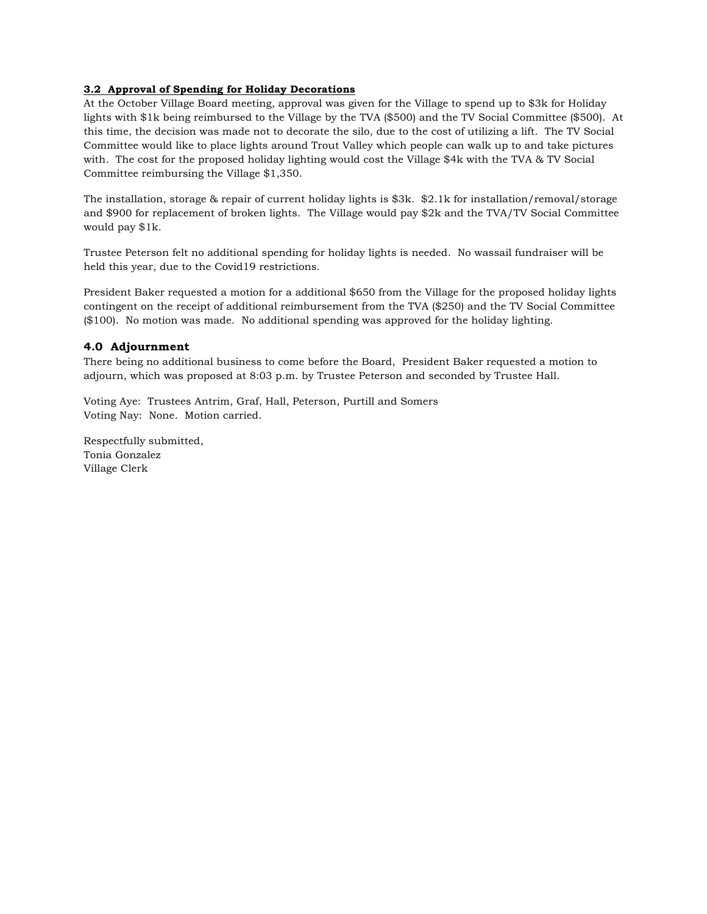### **3.2 Approval of Spending for Holiday Decorations**

At the October Village Board meeting, approval was given for the Village to spend up to $3k for Holiday lights with $1k being reimbursed to the Village by the TVA ($500) and the TV Social Committee ($500). At this time, the decision was made not to decorate the silo, due to the cost of utilizing a lift. The TV Social Committee would like to place lights around Trout Valley which people can walk up to and take pictures with. The cost for the proposed holiday lighting would cost the Village $4k with the TVA & TV Social Committee reimbursing the Village $1,350.

The installation, storage & repair of current holiday lights is $3k. $2.1k for installation/removal/storage and $900 for replacement of broken lights. The Village would pay $2k and the TVA/TV Social Committee would pay $1k.

Trustee Peterson felt no additional spending for holiday lights is needed. No wassail fundraiser will be held this year, due to the Covid19 restrictions.

President Baker requested a motion for a additional $650 from the Village for the proposed holiday lights contingent on the receipt of additional reimbursement from the TVA ($250) and the TV Social Committee ($100). No motion was made. No additional spending was approved for the holiday lighting.

## **4.0 Adjournment**

There being no additional business to come before the Board, President Baker requested a motion to adjourn, which was proposed at 8:03 p.m. by Trustee Peterson and seconded by Trustee Hall.

Voting Aye: Trustees Antrim, Graf, Hall, Peterson, Purtill and Somers
Voting Nay: None. Motion carried.

Respectfully submitted,
Tonia Gonzalez
Village Clerk